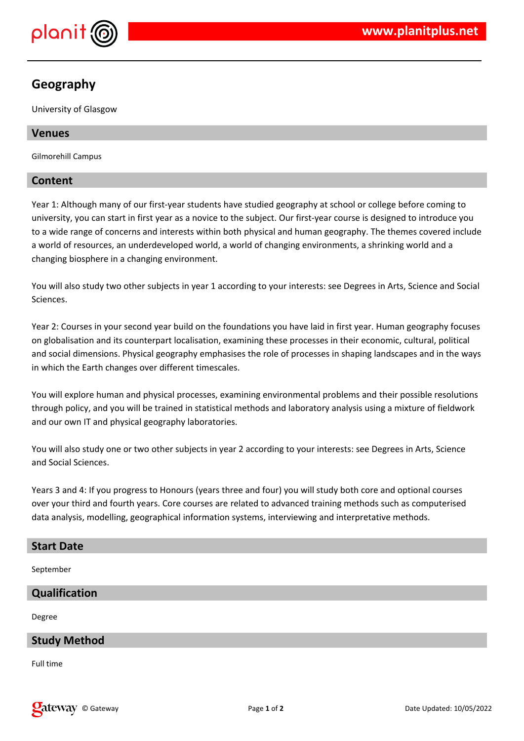# Geography

University of Glasgow

## Venues

Gilmorehill Campus

## Content

Year 1: Although many of our first-year students have studied geography at school or college before coming to university, you can start in first year as a novice to the subject. Our first-year course is designed to introduce you to a wide range of concerns and interests within both physical and human geography. The themes covered include a world of resources, an underdeveloped world, a world of changing environments, a shrinking world and a changing biosphere in a changing environment.

You will also study two other subjects in year 1 according to your interests: see Degrees in Arts, Science and Social Sciences.

Year 2: Courses in your second year build on the foundations you have laid in first year. Human geography focuses on globalisation and its counterpart localisation, examining these processes in their economic, cultural, political and social dimensions. Physical geography emphasises the role of processes in shaping landscapes and in the ways in which the Earth changes over different timescales.

You will explore human and physical processes, examining environmental problems and their possible resolutions through policy, and you will be trained in statistical methods and laboratory analysis using a mixture of fieldwork and our own IT and physical geography laboratories.

You will also study one or two other subjects in year 2 according to your interests: see Degrees in Arts, Science and Social Sciences.

Years 3 and 4: If you progress to Honours (years three and four) you will study both core and optional courses over your third and fourth years. Core courses are related to advanced training methods such as computerised data analysis, modelling, geographical information systems, interviewing and interpretative methods.

## Start Date

September

## Qualification

Degree

## Study Method

Full time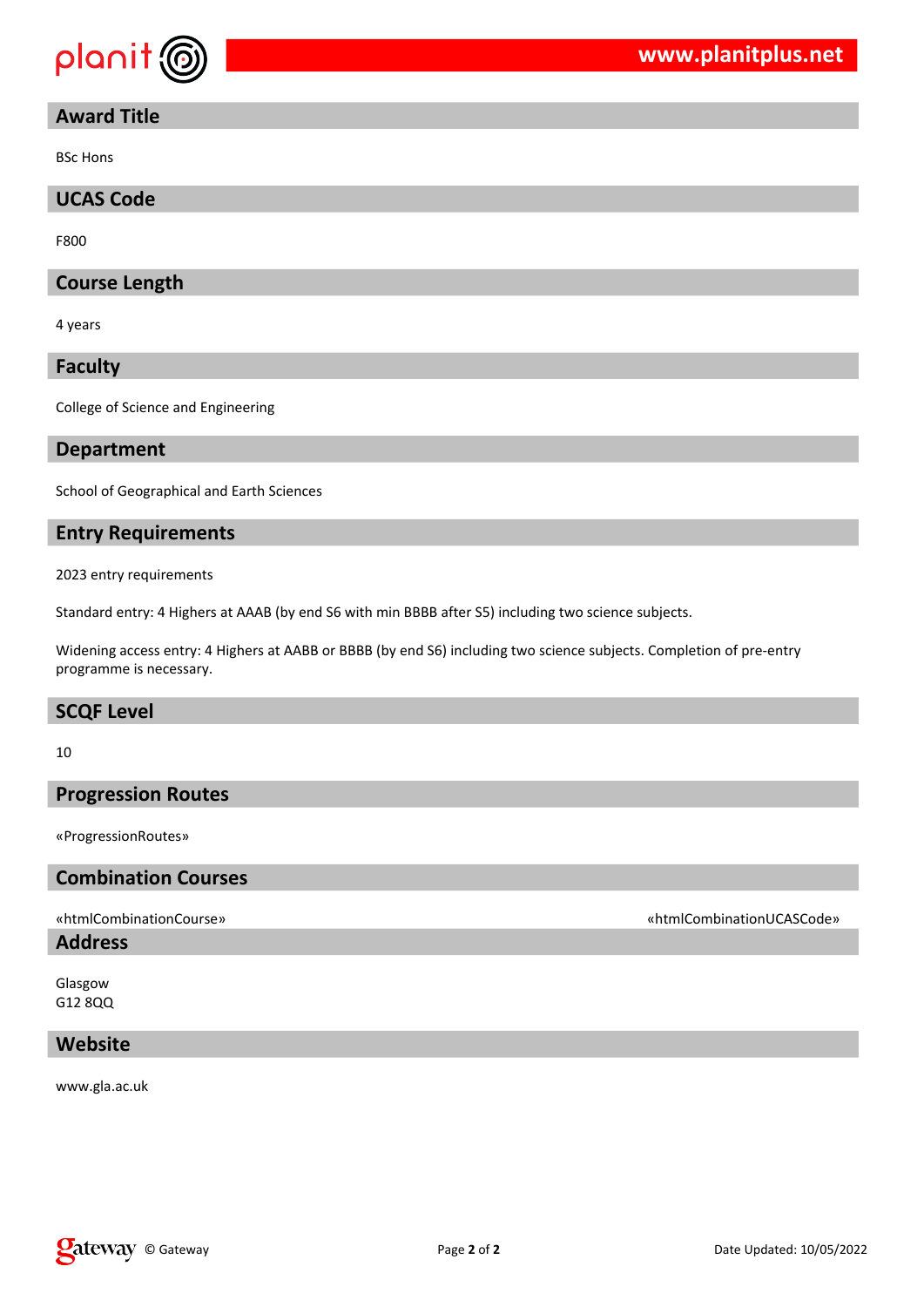## Award Title

BSc Hons

## UCAS Code

F800

## Course Length

4 years

## Faculty

College of Science and Engineering

## Department

School of Geographical and Earth Sciences

## Entry Requirements

2023 entry requirements

Standard entry: 4 Highers at AAAB (by end S6 with min BBBB after S5) including two science subjects.

Widening access entry: 4 Highers at AABB or BBBB (by end S6) including two science subjects. Completion of pre-entry programme is necessary.

## SCQF Level

10

## Progression Routes

«ProgressionRoutes»

## Combination Courses

«htmlCombinationCourse» «htmlCombinationUCASCode»

## Address

Glasgow
G12 8QQ

## Website

www.gla.ac.uk